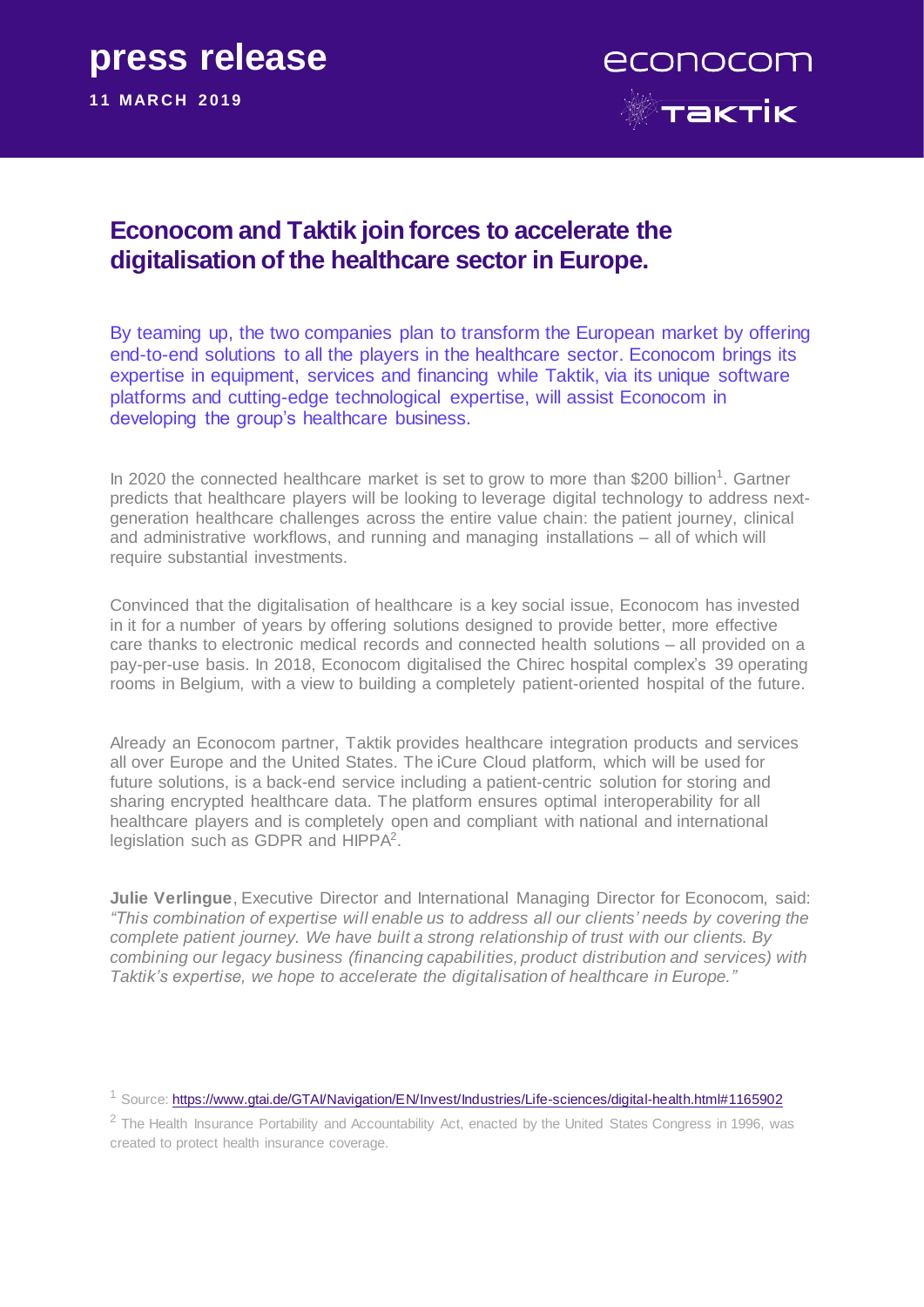**press release**

**11 MARCH 2019**

econocom

TAKTIK

# Econocom and Taktik join forces to accelerate the digitalisation of the healthcare sector in Europe.

By teaming up, the two companies plan to transform the European market by offering end-to-end solutions to all the players in the healthcare sector. Econocom brings its expertise in equipment, services and financing while Taktik, via its unique software platforms and cutting-edge technological expertise, will assist Econocom in developing the group's healthcare business.

In 2020 the connected healthcare market is set to grow to more than $200 billion[1]. Gartner predicts that healthcare players will be looking to leverage digital technology to address next-generation healthcare challenges across the entire value chain: the patient journey, clinical and administrative workflows, and running and managing installations – all of which will require substantial investments.

Convinced that the digitalisation of healthcare is a key social issue, Econocom has invested in it for a number of years by offering solutions designed to provide better, more effective care thanks to electronic medical records and connected health solutions – all provided on a pay-per-use basis. In 2018, Econocom digitalised the Chirec hospital complex's 39 operating rooms in Belgium, with a view to building a completely patient-oriented hospital of the future.

Already an Econocom partner, Taktik provides healthcare integration products and services all over Europe and the United States. The iCure Cloud platform, which will be used for future solutions, is a back-end service including a patient-centric solution for storing and sharing encrypted healthcare data. The platform ensures optimal interoperability for all healthcare players and is completely open and compliant with national and international legislation such as GDPR and HIPPA[2].

**Julie Verlingue**, Executive Director and International Managing Director for Econocom, said: *"This combination of expertise will enable us to address all our clients' needs by covering the complete patient journey. We have built a strong relationship of trust with our clients. By combining our legacy business (financing capabilities, product distribution and services) with Taktik's expertise, we hope to accelerate the digitalisation of healthcare in Europe."*

[1] Source: https://www.gtai.de/GTAI/Navigation/EN/Invest/Industries/Life-sciences/digital-health.html#1165902

[2] The Health Insurance Portability and Accountability Act, enacted by the United States Congress in 1996, was created to protect health insurance coverage.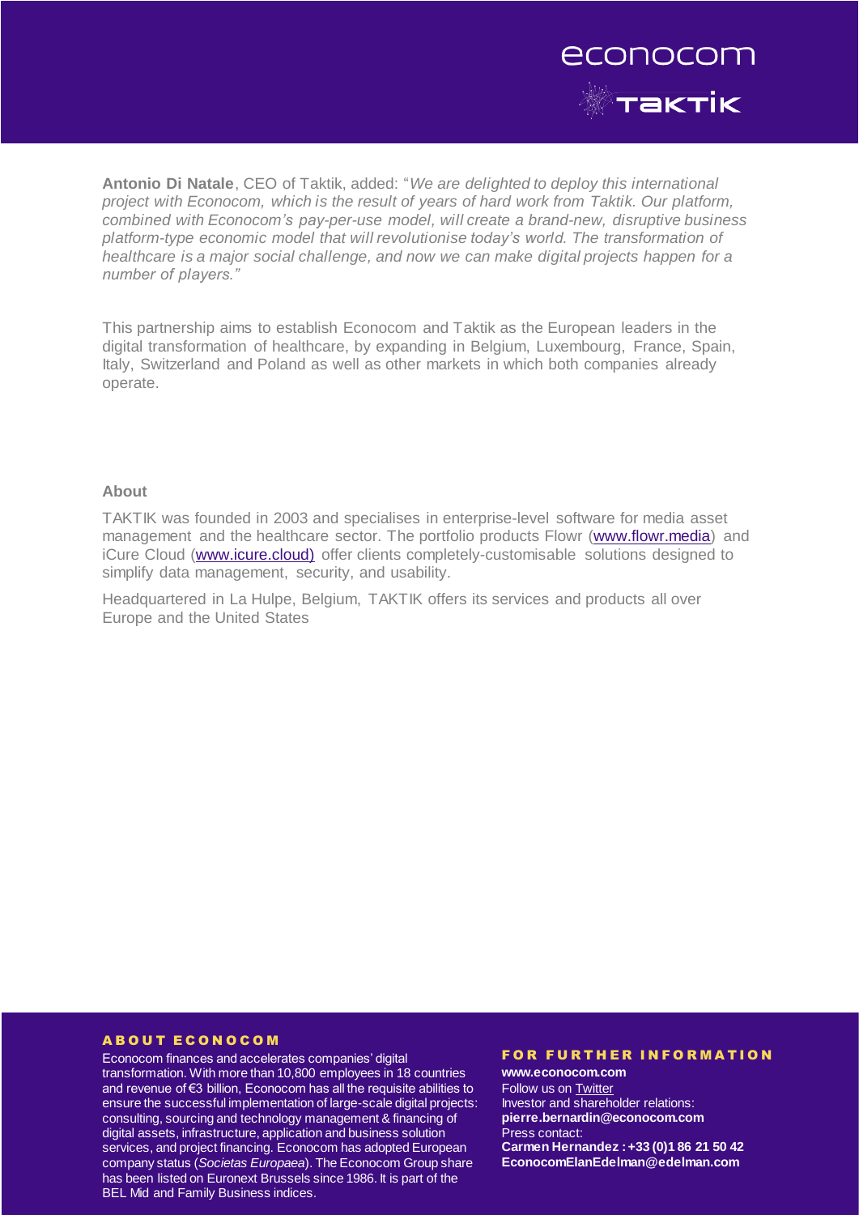**Antonio Di Natale**, CEO of Taktik, added: "*We are delighted to deploy this international project with Econocom, which is the result of years of hard work from Taktik. Our platform, combined with Econocom's pay-per-use model, will create a brand-new, disruptive business platform-type economic model that will revolutionise today's world. The transformation of healthcare is a major social challenge, and now we can make digital projects happen for a number of players."*

This partnership aims to establish Econocom and Taktik as the European leaders in the digital transformation of healthcare, by expanding in Belgium, Luxembourg, France, Spain, Italy, Switzerland and Poland as well as other markets in which both companies already operate.

## About

TAKTIK was founded in 2003 and specialises in enterprise-level software for media asset management and the healthcare sector. The portfolio products Flowr (www.flowr.media) and iCure Cloud (www.icure.cloud) offer clients completely-customisable solutions designed to simplify data management, security, and usability.

Headquartered in La Hulpe, Belgium, TAKTIK offers its services and products all over Europe and the United States

## ABOUT ECONOCOM

Econocom finances and accelerates companies' digital transformation. With more than 10,800 employees in 18 countries and revenue of €3 billion, Econocom has all the requisite abilities to ensure the successful implementation of large-scale digital projects: consulting, sourcing and technology management & financing of digital assets, infrastructure, application and business solution services, and project financing. Econocom has adopted European company status (*Societas Europaea*). The Econocom Group share has been listed on Euronext Brussels since 1986. It is part of the BEL Mid and Family Business indices.

## FOR FURTHER INFORMATION

**www.econocom.com**
Follow us on Twitter
Investor and shareholder relations:
**pierre.bernardin@econocom.com**
Press contact:
**Carmen Hernandez : +33 (0)1 86 21 50 42**
**EconocomElanEdelman@edelman.com**